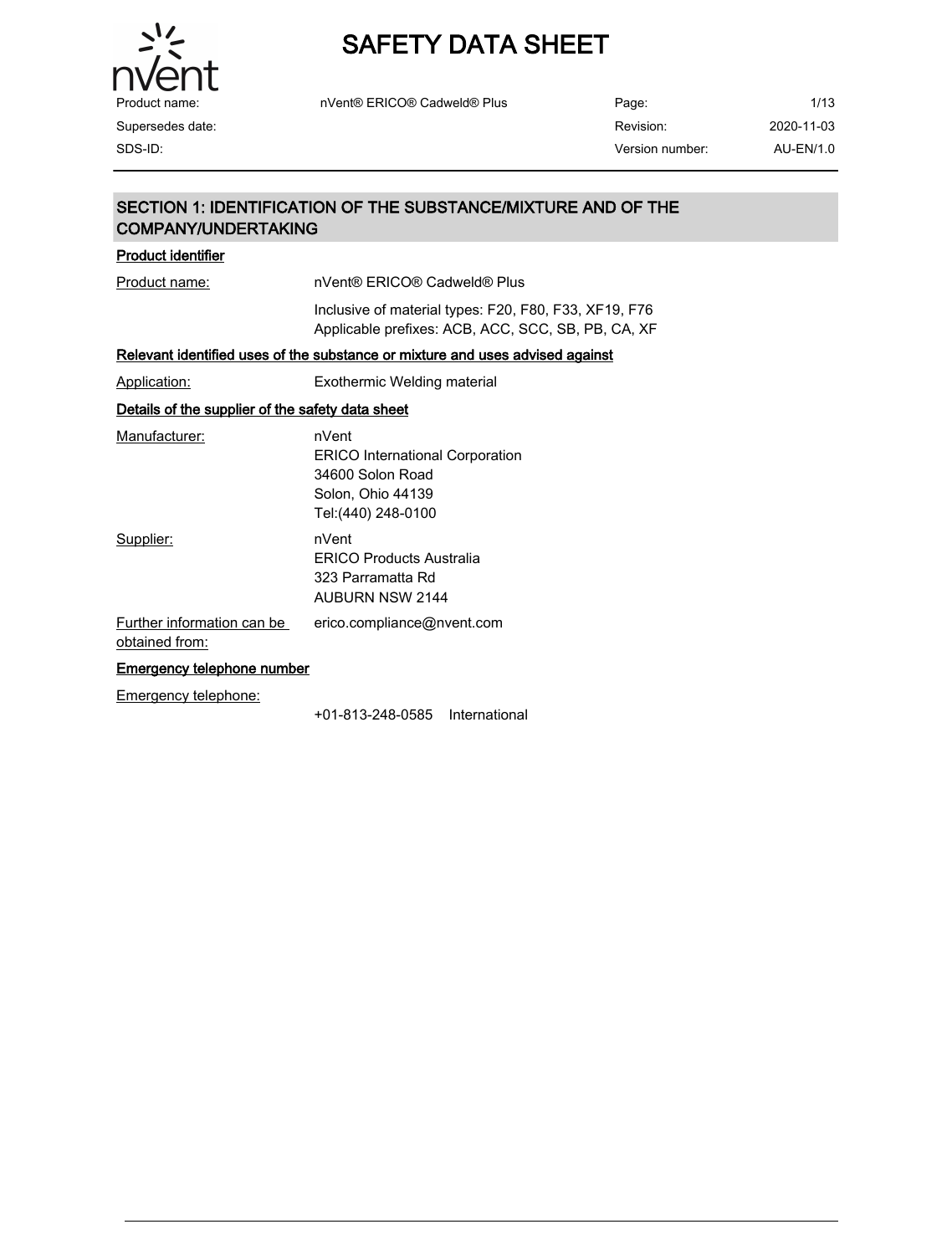# SAFETY DATA SHEET

| | | | |
|---|---|---|---|
| Product name: | nVent® ERICO® Cadweld® Plus | Page: | 1/13 |
| Supersedes date: | | Revision: | 2020-11-03 |
| SDS-ID: | | Version number: | AU-EN/1.0 |

## SECTION 1: IDENTIFICATION OF THE SUBSTANCE/MIXTURE AND OF THE COMPANY/UNDERTAKING

### Product identifier

Product name: nVent® ERICO® Cadweld® Plus

Inclusive of material types: F20, F80, F33, XF19, F76
Applicable prefixes: ACB, ACC, SCC, SB, PB, CA, XF

### Relevant identified uses of the substance or mixture and uses advised against

Application: Exothermic Welding material

### Details of the supplier of the safety data sheet

Manufacturer:
nVent
ERICO International Corporation
34600 Solon Road
Solon, Ohio 44139
Tel:(440) 248-0100

Supplier:
nVent
ERICO Products Australia
323 Parramatta Rd
AUBURN NSW 2144

Further information can be obtained from: erico.compliance@nvent.com

### Emergency telephone number

Emergency telephone:
+01-813-248-0585 International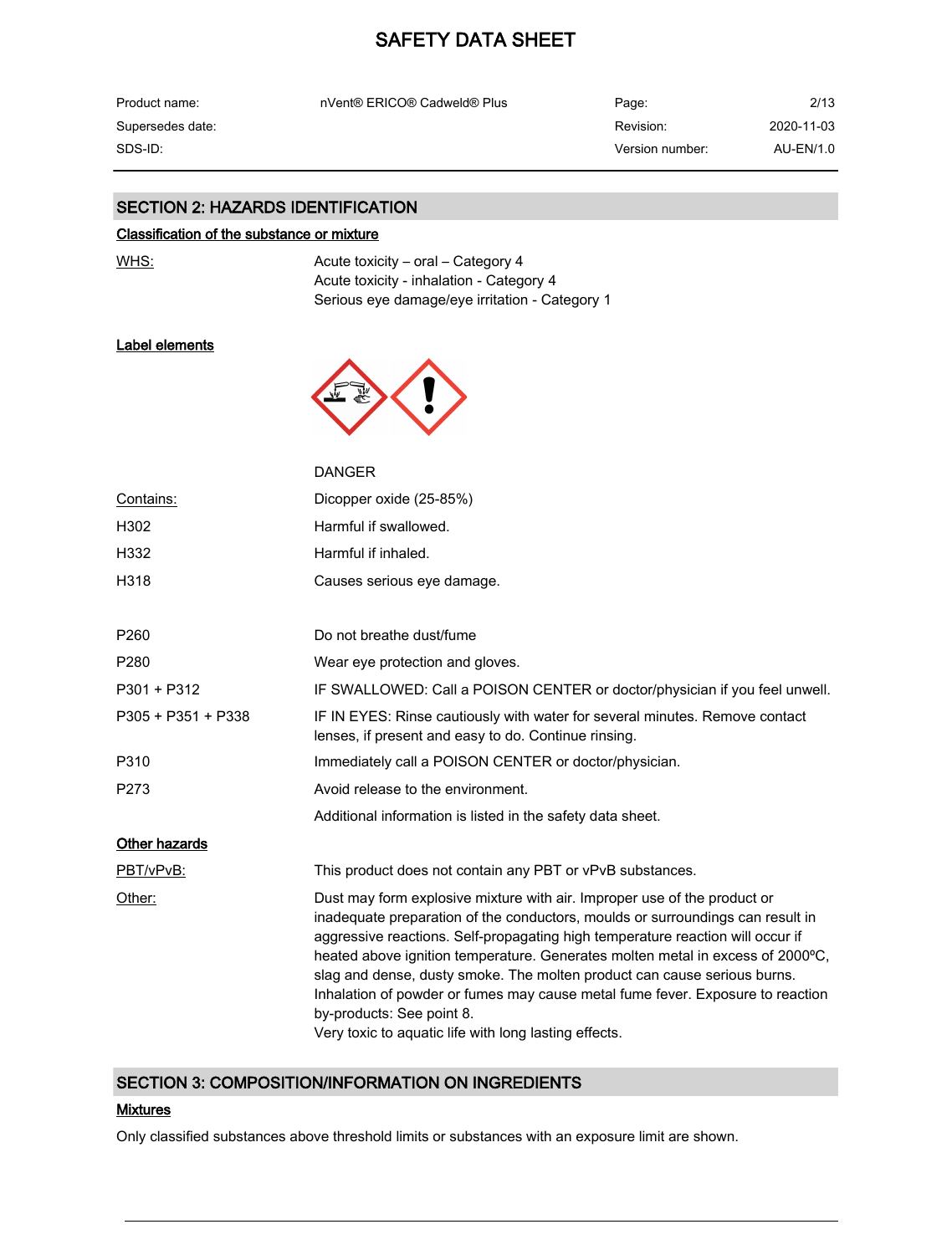## SECTION 2: HAZARDS IDENTIFICATION

### Classification of the substance or mixture

| | |
|---|---|
| WHS: | Acute toxicity – oral – Category 4<br>Acute toxicity - inhalation - Category 4<br>Serious eye damage/eye irritation - Category 1 |

### Label elements

DANGER

| | |
|---|---|
| Contains: | Dicopper oxide (25-85%) |
| H302 | Harmful if swallowed. |
| H332 | Harmful if inhaled. |
| H318 | Causes serious eye damage. |
| P260 | Do not breathe dust/fume |
| P280 | Wear eye protection and gloves. |
| P301 + P312 | IF SWALLOWED: Call a POISON CENTER or doctor/physician if you feel unwell. |
| P305 + P351 + P338 | IF IN EYES: Rinse cautiously with water for several minutes. Remove contact lenses, if present and easy to do. Continue rinsing. |
| P310 | Immediately call a POISON CENTER or doctor/physician. |
| P273 | Avoid release to the environment. |
| | Additional information is listed in the safety data sheet. |

### Other hazards

| | |
|---|---|
| PBT/vPvB: | This product does not contain any PBT or vPvB substances. |
| Other: | Dust may form explosive mixture with air. Improper use of the product or inadequate preparation of the conductors, moulds or surroundings can result in aggressive reactions. Self-propagating high temperature reaction will occur if heated above ignition temperature. Generates molten metal in excess of 2000ºC, slag and dense, dusty smoke. The molten product can cause serious burns. Inhalation of powder or fumes may cause metal fume fever. Exposure to reaction by-products: See point 8.<br>Very toxic to aquatic life with long lasting effects. |

## SECTION 3: COMPOSITION/INFORMATION ON INGREDIENTS

### Mixtures

Only classified substances above threshold limits or substances with an exposure limit are shown.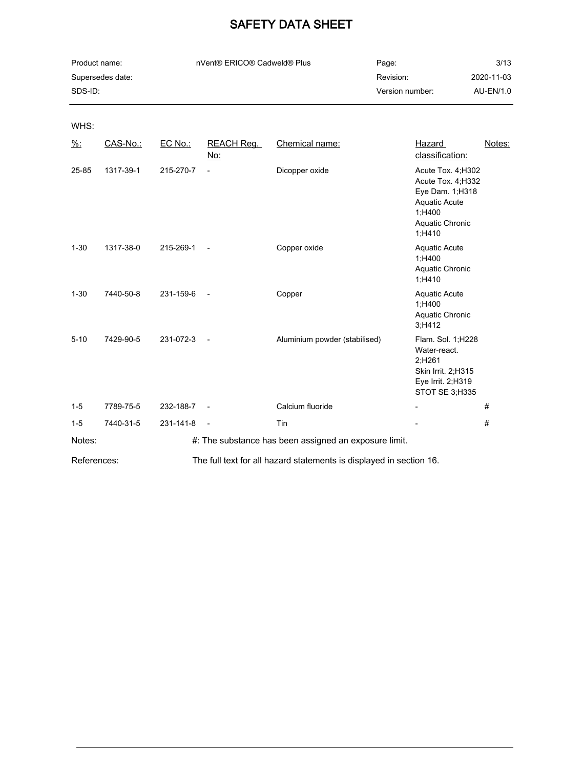WHS:

| %: | CAS-No.: | EC No.: | REACH Reg. No: | Chemical name: | Hazard classification: | Notes: |
|---|---|---|---|---|---|---|
| 25-85 | 1317-39-1 | 215-270-7 | - | Dicopper oxide | Acute Tox. 4;H302 Acute Tox. 4;H332 Eye Dam. 1;H318 Aquatic Acute 1;H400 Aquatic Chronic 1;H410 | |
| 1-30 | 1317-38-0 | 215-269-1 | - | Copper oxide | Aquatic Acute 1;H400 Aquatic Chronic 1;H410 | |
| 1-30 | 7440-50-8 | 231-159-6 | - | Copper | Aquatic Acute 1;H400 Aquatic Chronic 3;H412 | |
| 5-10 | 7429-90-5 | 231-072-3 | - | Aluminium powder (stabilised) | Flam. Sol. 1;H228 Water-react. 2;H261 Skin Irrit. 2;H315 Eye Irrit. 2;H319 STOT SE 3;H335 | |
| 1-5 | 7789-75-5 | 232-188-7 | - | Calcium fluoride | - | # |
| 1-5 | 7440-31-5 | 231-141-8 | - | Tin | - | # |

Notes: #: The substance has been assigned an exposure limit.

References: The full text for all hazard statements is displayed in section 16.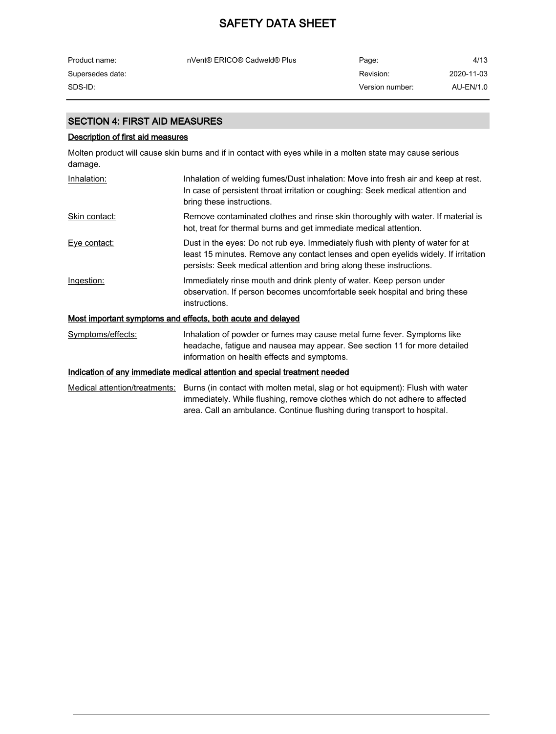## SECTION 4: FIRST AID MEASURES

### Description of first aid measures

Molten product will cause skin burns and if in contact with eyes while in a molten state may cause serious damage.

| | |
|---|---|
| Inhalation: | Inhalation of welding fumes/Dust inhalation: Move into fresh air and keep at rest. In case of persistent throat irritation or coughing: Seek medical attention and bring these instructions. |
| Skin contact: | Remove contaminated clothes and rinse skin thoroughly with water. If material is hot, treat for thermal burns and get immediate medical attention. |
| Eye contact: | Dust in the eyes: Do not rub eye. Immediately flush with plenty of water for at least 15 minutes. Remove any contact lenses and open eyelids widely. If irritation persists: Seek medical attention and bring along these instructions. |
| Ingestion: | Immediately rinse mouth and drink plenty of water. Keep person under observation. If person becomes uncomfortable seek hospital and bring these instructions. |

### Most important symptoms and effects, both acute and delayed

| | |
|---|---|
| Symptoms/effects: | Inhalation of powder or fumes may cause metal fume fever. Symptoms like headache, fatigue and nausea may appear. See section 11 for more detailed information on health effects and symptoms. |

### Indication of any immediate medical attention and special treatment needed

| | |
|---|---|
| Medical attention/treatments: | Burns (in contact with molten metal, slag or hot equipment): Flush with water immediately. While flushing, remove clothes which do not adhere to affected area. Call an ambulance. Continue flushing during transport to hospital. |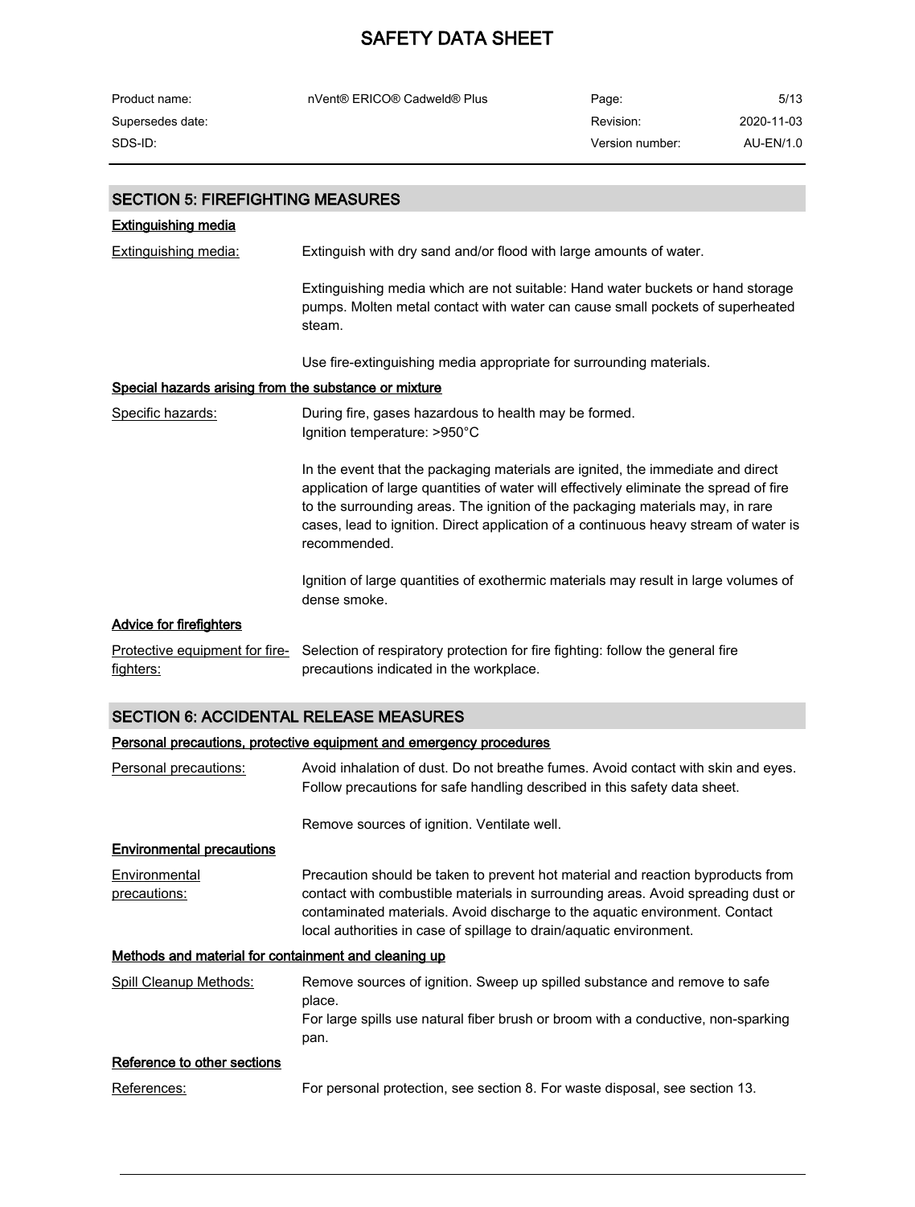## SECTION 5: FIREFIGHTING MEASURES

### Extinguishing media

| | |
|---|---|
| Extinguishing media: | Extinguish with dry sand and/or flood with large amounts of water.<br><br>Extinguishing media which are not suitable: Hand water buckets or hand storage pumps. Molten metal contact with water can cause small pockets of superheated steam.<br><br>Use fire-extinguishing media appropriate for surrounding materials. |

### Special hazards arising from the substance or mixture

| | |
|---|---|
| Specific hazards: | During fire, gases hazardous to health may be formed.<br>Ignition temperature: >950°C<br><br>In the event that the packaging materials are ignited, the immediate and direct application of large quantities of water will effectively eliminate the spread of fire to the surrounding areas. The ignition of the packaging materials may, in rare cases, lead to ignition. Direct application of a continuous heavy stream of water is recommended.<br><br>Ignition of large quantities of exothermic materials may result in large volumes of dense smoke. |

### Advice for firefighters

| | |
|---|---|
| Protective equipment for fire-fighters: | Selection of respiratory protection for fire fighting: follow the general fire precautions indicated in the workplace. |

## SECTION 6: ACCIDENTAL RELEASE MEASURES

### Personal precautions, protective equipment and emergency procedures

| | |
|---|---|
| Personal precautions: | Avoid inhalation of dust. Do not breathe fumes. Avoid contact with skin and eyes. Follow precautions for safe handling described in this safety data sheet.<br><br>Remove sources of ignition. Ventilate well. |

### Environmental precautions

| | |
|---|---|
| Environmental precautions: | Precaution should be taken to prevent hot material and reaction byproducts from contact with combustible materials in surrounding areas. Avoid spreading dust or contaminated materials. Avoid discharge to the aquatic environment. Contact local authorities in case of spillage to drain/aquatic environment. |

### Methods and material for containment and cleaning up

| | |
|---|---|
| Spill Cleanup Methods: | Remove sources of ignition. Sweep up spilled substance and remove to safe place.<br>For large spills use natural fiber brush or broom with a conductive, non-sparking pan. |

### Reference to other sections

| | |
|---|---|
| References: | For personal protection, see section 8. For waste disposal, see section 13. |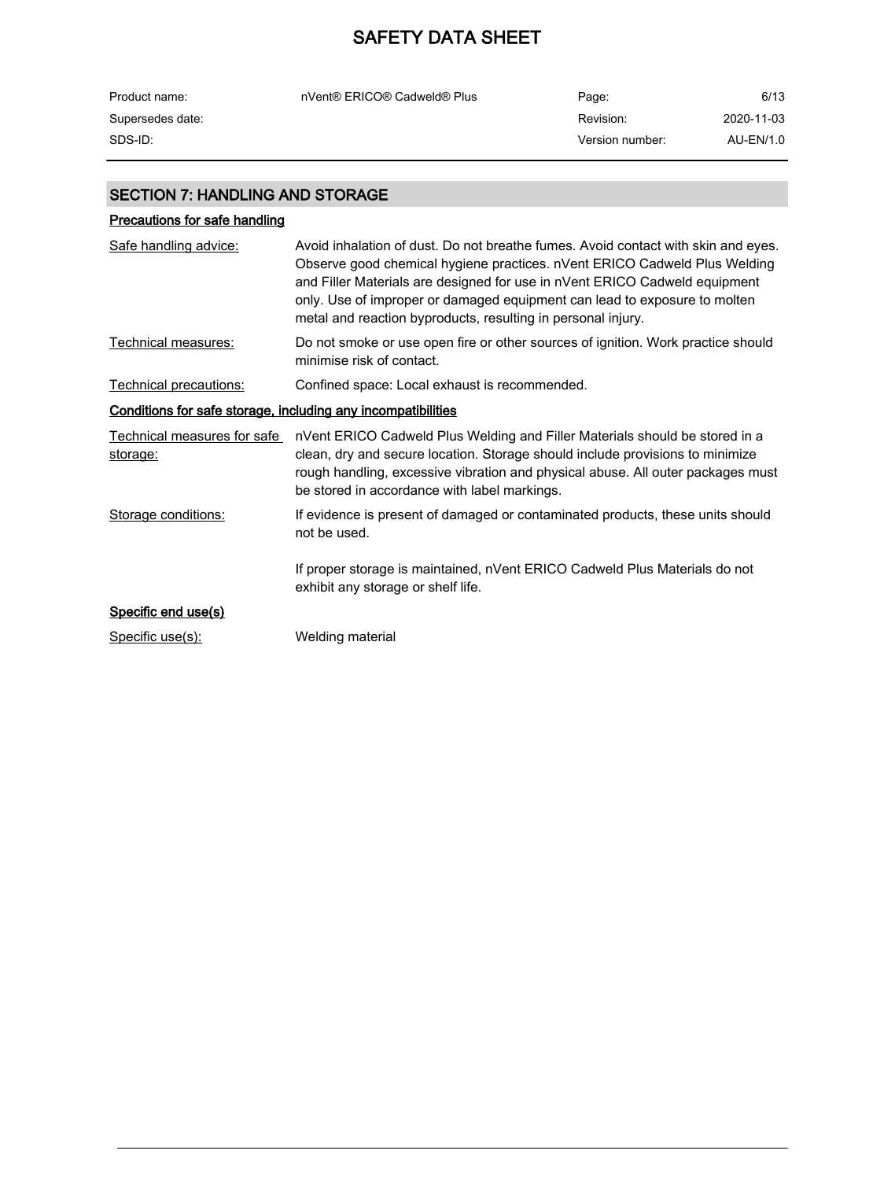## SECTION 7: HANDLING AND STORAGE

### Precautions for safe handling

| | |
|---|---|
| Safe handling advice: | Avoid inhalation of dust. Do not breathe fumes. Avoid contact with skin and eyes. Observe good chemical hygiene practices. nVent ERICO Cadweld Plus Welding and Filler Materials are designed for use in nVent ERICO Cadweld equipment only. Use of improper or damaged equipment can lead to exposure to molten metal and reaction byproducts, resulting in personal injury. |
| Technical measures: | Do not smoke or use open fire or other sources of ignition. Work practice should minimise risk of contact. |
| Technical precautions: | Confined space: Local exhaust is recommended. |

### Conditions for safe storage, including any incompatibilities

| | |
|---|---|
| Technical measures for safe storage: | nVent ERICO Cadweld Plus Welding and Filler Materials should be stored in a clean, dry and secure location. Storage should include provisions to minimize rough handling, excessive vibration and physical abuse. All outer packages must be stored in accordance with label markings. |
| Storage conditions: | If evidence is present of damaged or contaminated products, these units should not be used.<br><br>If proper storage is maintained, nVent ERICO Cadweld Plus Materials do not exhibit any storage or shelf life. |

### Specific end use(s)

| | |
|---|---|
| Specific use(s): | Welding material |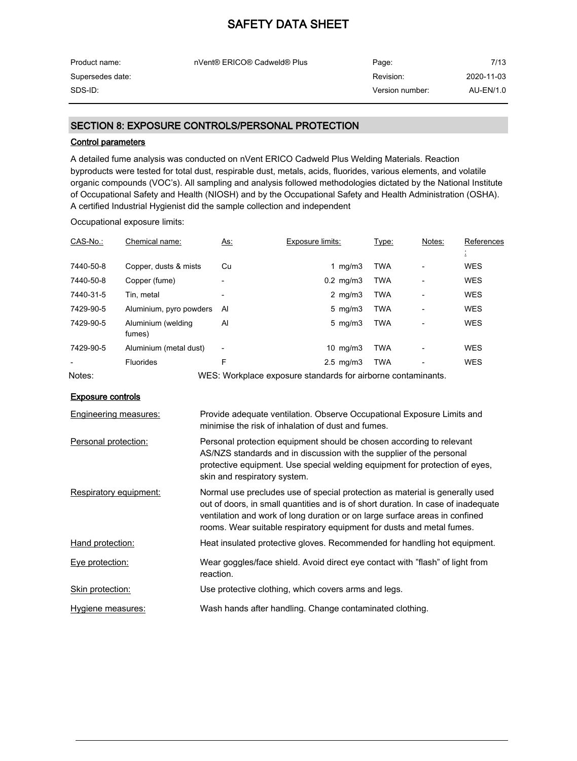## SECTION 8: EXPOSURE CONTROLS/PERSONAL PROTECTION

### Control parameters

A detailed fume analysis was conducted on nVent ERICO Cadweld Plus Welding Materials. Reaction byproducts were tested for total dust, respirable dust, metals, acids, fluorides, various elements, and volatile organic compounds (VOC's). All sampling and analysis followed methodologies dictated by the National Institute of Occupational Safety and Health (NIOSH) and by the Occupational Safety and Health Administration (OSHA). A certified Industrial Hygienist did the sample collection and independent

Occupational exposure limits:

| CAS-No.: | Chemical name: | As: | Exposure limits: | Type: | Notes: | References: |
|---|---|---|---|---|---|---|
| 7440-50-8 | Copper, dusts & mists | Cu | 1 mg/m3 | TWA | - | WES |
| 7440-50-8 | Copper (fume) | - | 0.2 mg/m3 | TWA | - | WES |
| 7440-31-5 | Tin, metal | - | 2 mg/m3 | TWA | - | WES |
| 7429-90-5 | Aluminium, pyro powders | Al | 5 mg/m3 | TWA | - | WES |
| 7429-90-5 | Aluminium (welding fumes) | Al | 5 mg/m3 | TWA | - | WES |
| 7429-90-5 | Aluminium (metal dust) | - | 10 mg/m3 | TWA | - | WES |
| - | Fluorides | F | 2.5 mg/m3 | TWA | - | WES |

Notes: WES: Workplace exposure standards for airborne contaminants.

### Exposure controls

Engineering measures: Provide adequate ventilation. Observe Occupational Exposure Limits and minimise the risk of inhalation of dust and fumes.

Personal protection: Personal protection equipment should be chosen according to relevant AS/NZS standards and in discussion with the supplier of the personal protective equipment. Use special welding equipment for protection of eyes, skin and respiratory system.

Respiratory equipment: Normal use precludes use of special protection as material is generally used out of doors, in small quantities and is of short duration. In case of inadequate ventilation and work of long duration or on large surface areas in confined rooms. Wear suitable respiratory equipment for dusts and metal fumes.

Hand protection: Heat insulated protective gloves. Recommended for handling hot equipment.

Eye protection: Wear goggles/face shield. Avoid direct eye contact with "flash" of light from reaction.

Skin protection: Use protective clothing, which covers arms and legs.

Hygiene measures: Wash hands after handling. Change contaminated clothing.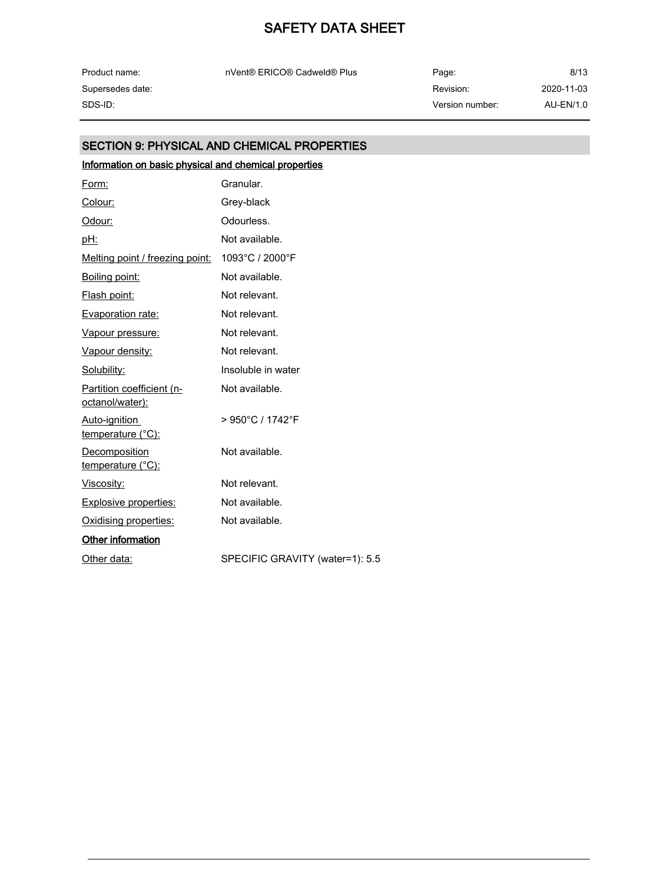## SECTION 9: PHYSICAL AND CHEMICAL PROPERTIES

### Information on basic physical and chemical properties

| Property | Value |
|---|---|
| Form: | Granular. |
| Colour: | Grey-black |
| Odour: | Odourless. |
| pH: | Not available. |
| Melting point / freezing point: | 1093°C / 2000°F |
| Boiling point: | Not available. |
| Flash point: | Not relevant. |
| Evaporation rate: | Not relevant. |
| Vapour pressure: | Not relevant. |
| Vapour density: | Not relevant. |
| Solubility: | Insoluble in water |
| Partition coefficient (n-octanol/water): | Not available. |
| Auto-ignition temperature (°C): | > 950°C / 1742°F |
| Decomposition temperature (°C): | Not available. |
| Viscosity: | Not relevant. |
| Explosive properties: | Not available. |
| Oxidising properties: | Not available. |

### Other information

| Property | Value |
|---|---|
| Other data: | SPECIFIC GRAVITY (water=1): 5.5 |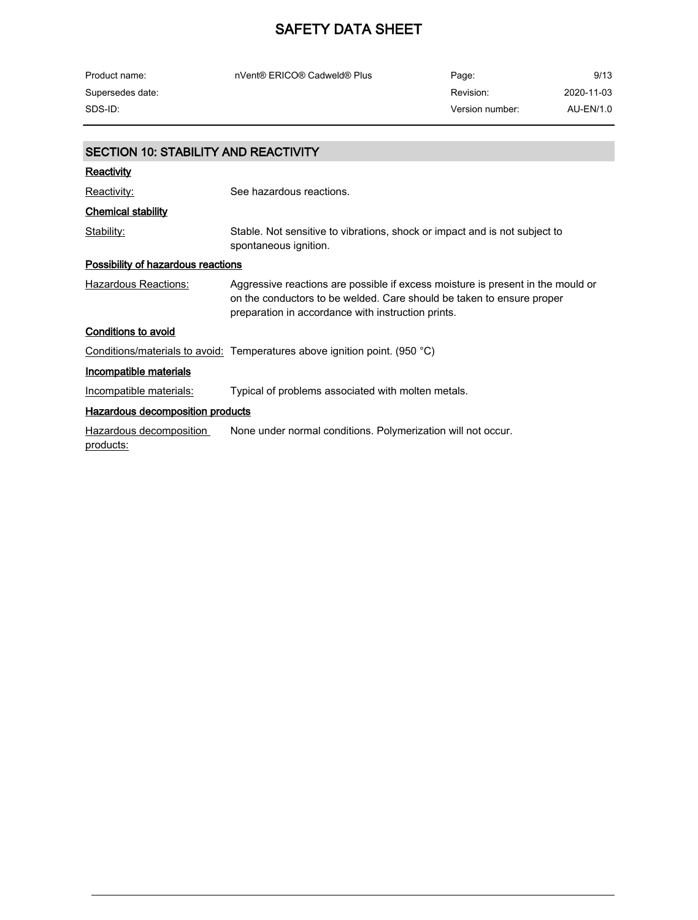## SECTION 10: STABILITY AND REACTIVITY

**Reactivity**

Reactivity: See hazardous reactions.

**Chemical stability**

Stability: Stable. Not sensitive to vibrations, shock or impact and is not subject to spontaneous ignition.

**Possibility of hazardous reactions**

Hazardous Reactions: Aggressive reactions are possible if excess moisture is present in the mould or on the conductors to be welded. Care should be taken to ensure proper preparation in accordance with instruction prints.

**Conditions to avoid**

Conditions/materials to avoid: Temperatures above ignition point. (950 °C)

**Incompatible materials**

Incompatible materials: Typical of problems associated with molten metals.

**Hazardous decomposition products**

Hazardous decomposition products: None under normal conditions. Polymerization will not occur.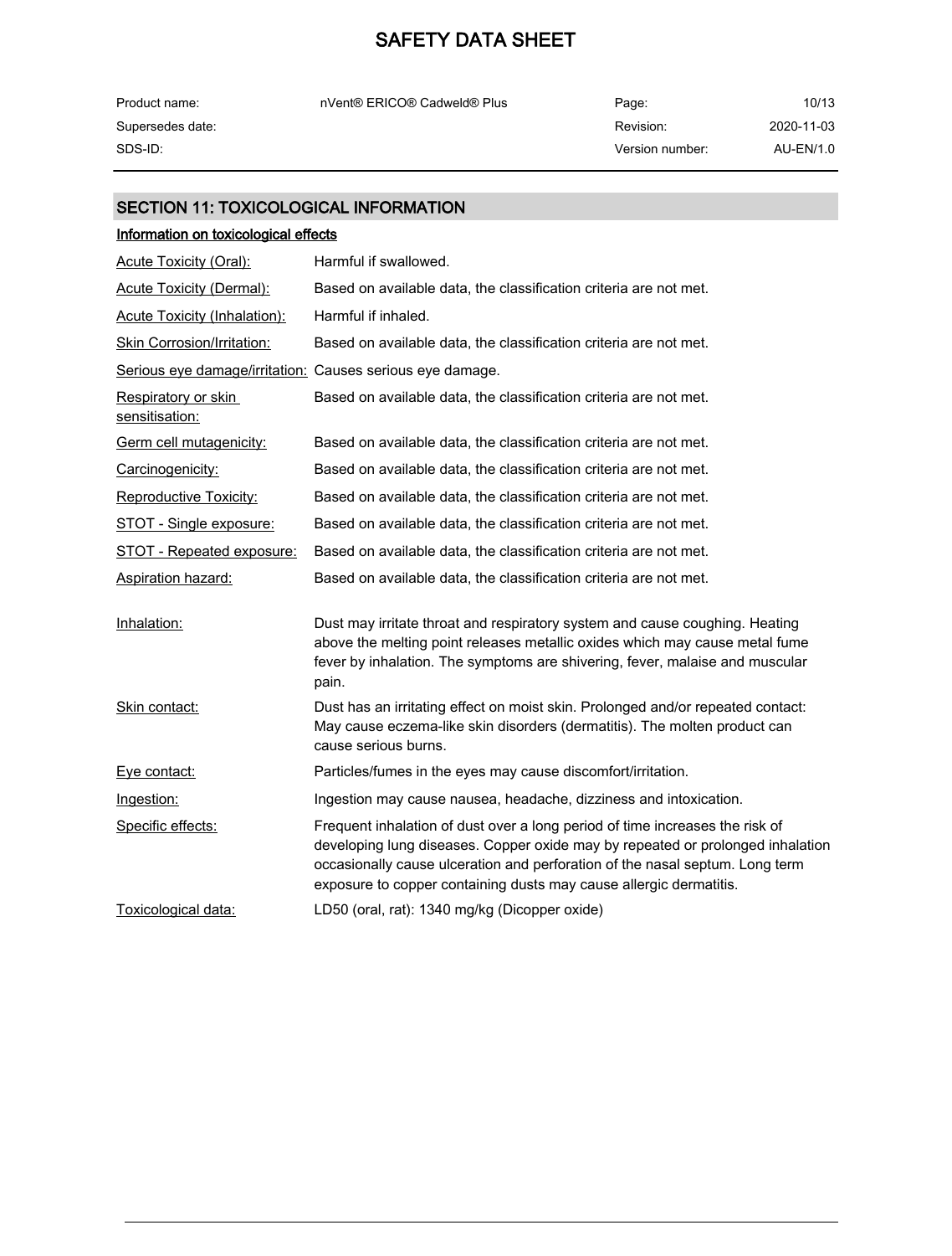## SECTION 11: TOXICOLOGICAL INFORMATION

### Information on toxicological effects

| | |
|---|---|
| Acute Toxicity (Oral): | Harmful if swallowed. |
| Acute Toxicity (Dermal): | Based on available data, the classification criteria are not met. |
| Acute Toxicity (Inhalation): | Harmful if inhaled. |
| Skin Corrosion/Irritation: | Based on available data, the classification criteria are not met. |
| Serious eye damage/irritation: | Causes serious eye damage. |
| Respiratory or skin sensitisation: | Based on available data, the classification criteria are not met. |
| Germ cell mutagenicity: | Based on available data, the classification criteria are not met. |
| Carcinogenicity: | Based on available data, the classification criteria are not met. |
| Reproductive Toxicity: | Based on available data, the classification criteria are not met. |
| STOT - Single exposure: | Based on available data, the classification criteria are not met. |
| STOT - Repeated exposure: | Based on available data, the classification criteria are not met. |
| Aspiration hazard: | Based on available data, the classification criteria are not met. |
| Inhalation: | Dust may irritate throat and respiratory system and cause coughing. Heating above the melting point releases metallic oxides which may cause metal fume fever by inhalation. The symptoms are shivering, fever, malaise and muscular pain. |
| Skin contact: | Dust has an irritating effect on moist skin. Prolonged and/or repeated contact: May cause eczema-like skin disorders (dermatitis). The molten product can cause serious burns. |
| Eye contact: | Particles/fumes in the eyes may cause discomfort/irritation. |
| Ingestion: | Ingestion may cause nausea, headache, dizziness and intoxication. |
| Specific effects: | Frequent inhalation of dust over a long period of time increases the risk of developing lung diseases. Copper oxide may by repeated or prolonged inhalation occasionally cause ulceration and perforation of the nasal septum. Long term exposure to copper containing dusts may cause allergic dermatitis. |
| Toxicological data: | LD50 (oral, rat): 1340 mg/kg (Dicopper oxide) |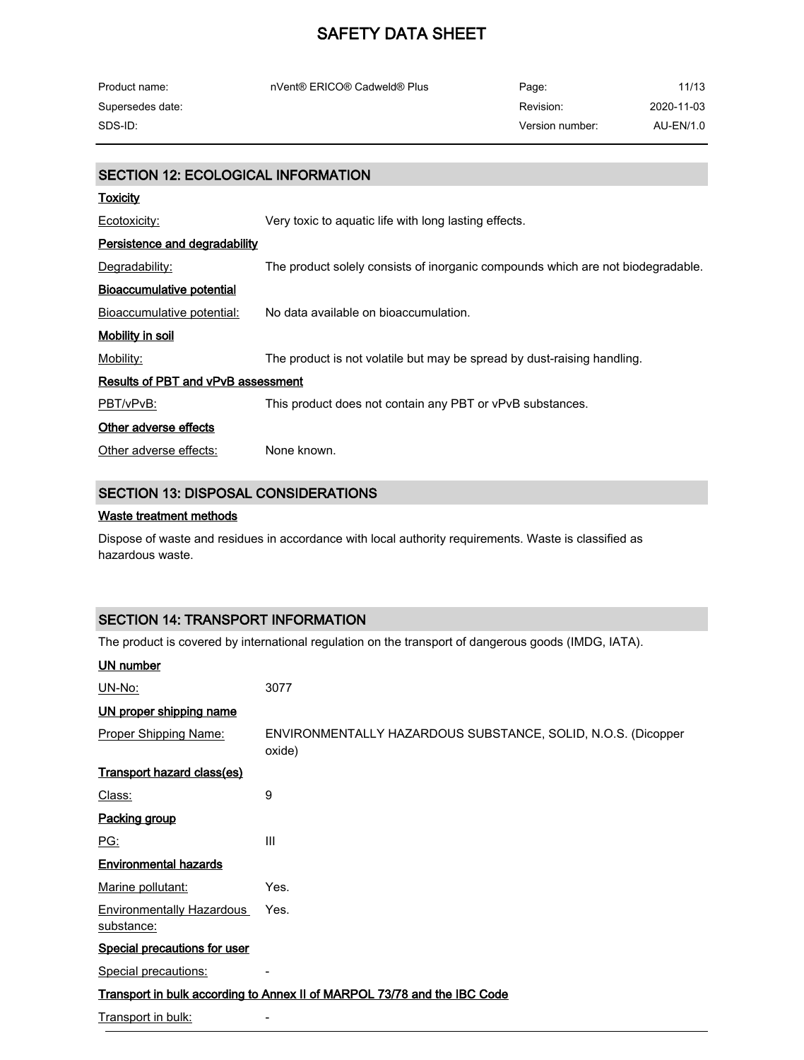## SECTION 12: ECOLOGICAL INFORMATION

### Toxicity

| | |
|---|---|
| Ecotoxicity: | Very toxic to aquatic life with long lasting effects. |

### Persistence and degradability

| | |
|---|---|
| Degradability: | The product solely consists of inorganic compounds which are not biodegradable. |

### Bioaccumulative potential

| | |
|---|---|
| Bioaccumulative potential: | No data available on bioaccumulation. |

### Mobility in soil

| | |
|---|---|
| Mobility: | The product is not volatile but may be spread by dust-raising handling. |

### Results of PBT and vPvB assessment

| | |
|---|---|
| PBT/vPvB: | This product does not contain any PBT or vPvB substances. |

### Other adverse effects

| | |
|---|---|
| Other adverse effects: | None known. |

## SECTION 13: DISPOSAL CONSIDERATIONS

### Waste treatment methods

Dispose of waste and residues in accordance with local authority requirements. Waste is classified as hazardous waste.

## SECTION 14: TRANSPORT INFORMATION

The product is covered by international regulation on the transport of dangerous goods (IMDG, IATA).

### UN number

| | |
|---|---|
| UN-No: | 3077 |

### UN proper shipping name

| | |
|---|---|
| Proper Shipping Name: | ENVIRONMENTALLY HAZARDOUS SUBSTANCE, SOLID, N.O.S. (Dicopper oxide) |

### Transport hazard class(es)

| | |
|---|---|
| Class: | 9 |

### Packing group

| | |
|---|---|
| PG: | III |

### Environmental hazards

| | |
|---|---|
| Marine pollutant: | Yes. |
| Environmentally Hazardous substance: | Yes. |

### Special precautions for user

| | |
|---|---|
| Special precautions: | - |

### Transport in bulk according to Annex II of MARPOL 73/78 and the IBC Code

| | |
|---|---|
| Transport in bulk: | - |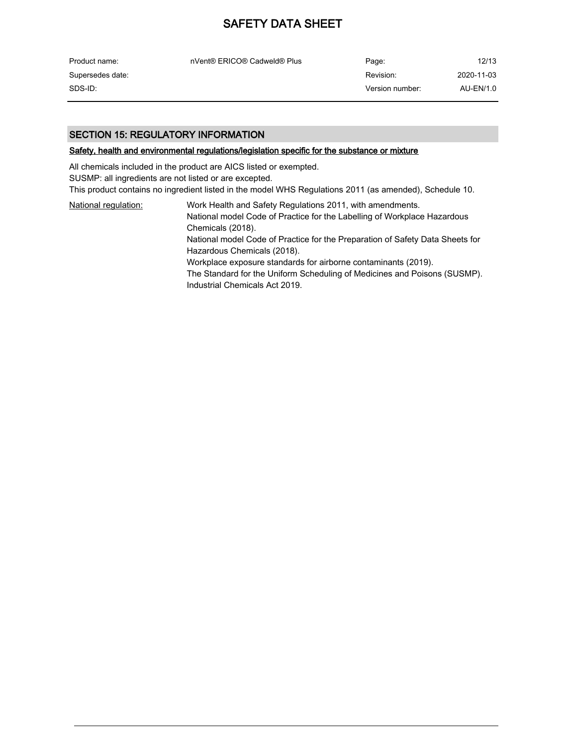## SECTION 15: REGULATORY INFORMATION

### Safety, health and environmental regulations/legislation specific for the substance or mixture

All chemicals included in the product are AICS listed or exempted.
SUSMP: all ingredients are not listed or are excepted.
This product contains no ingredient listed in the model WHS Regulations 2011 (as amended), Schedule 10.

National regulation:

Work Health and Safety Regulations 2011, with amendments.
National model Code of Practice for the Labelling of Workplace Hazardous Chemicals (2018).
National model Code of Practice for the Preparation of Safety Data Sheets for Hazardous Chemicals (2018).
Workplace exposure standards for airborne contaminants (2019).
The Standard for the Uniform Scheduling of Medicines and Poisons (SUSMP).
Industrial Chemicals Act 2019.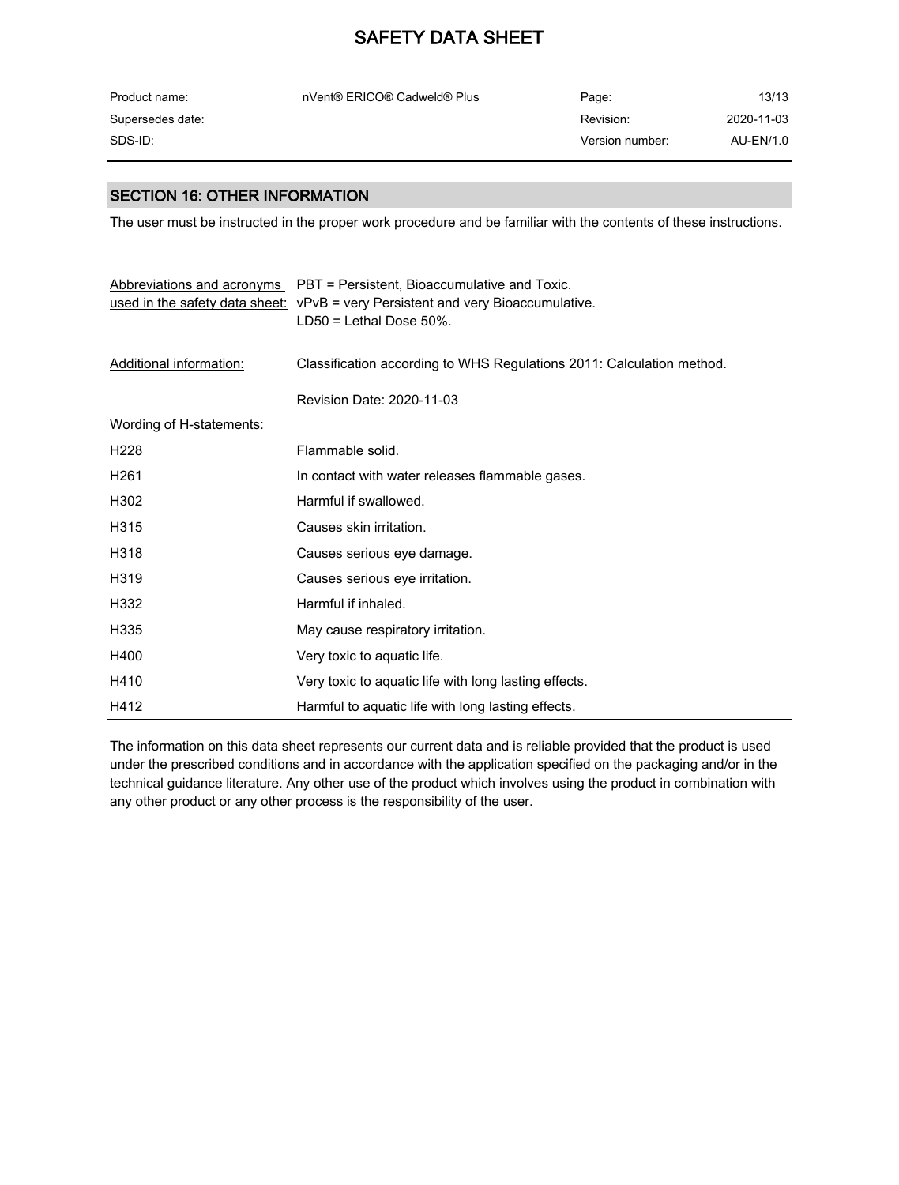## SECTION 16: OTHER INFORMATION

The user must be instructed in the proper work procedure and be familiar with the contents of these instructions.

| | |
|---|---|
| Abbreviations and acronyms used in the safety data sheet: | PBT = Persistent, Bioaccumulative and Toxic.<br>vPvB = very Persistent and very Bioaccumulative.<br>LD50 = Lethal Dose 50%. |
| Additional information: | Classification according to WHS Regulations 2011: Calculation method.<br><br>Revision Date: 2020-11-03 |

Wording of H-statements:

| | |
|---|---|
| H228 | Flammable solid. |
| H261 | In contact with water releases flammable gases. |
| H302 | Harmful if swallowed. |
| H315 | Causes skin irritation. |
| H318 | Causes serious eye damage. |
| H319 | Causes serious eye irritation. |
| H332 | Harmful if inhaled. |
| H335 | May cause respiratory irritation. |
| H400 | Very toxic to aquatic life. |
| H410 | Very toxic to aquatic life with long lasting effects. |
| H412 | Harmful to aquatic life with long lasting effects. |

The information on this data sheet represents our current data and is reliable provided that the product is used under the prescribed conditions and in accordance with the application specified on the packaging and/or in the technical guidance literature. Any other use of the product which involves using the product in combination with any other product or any other process is the responsibility of the user.